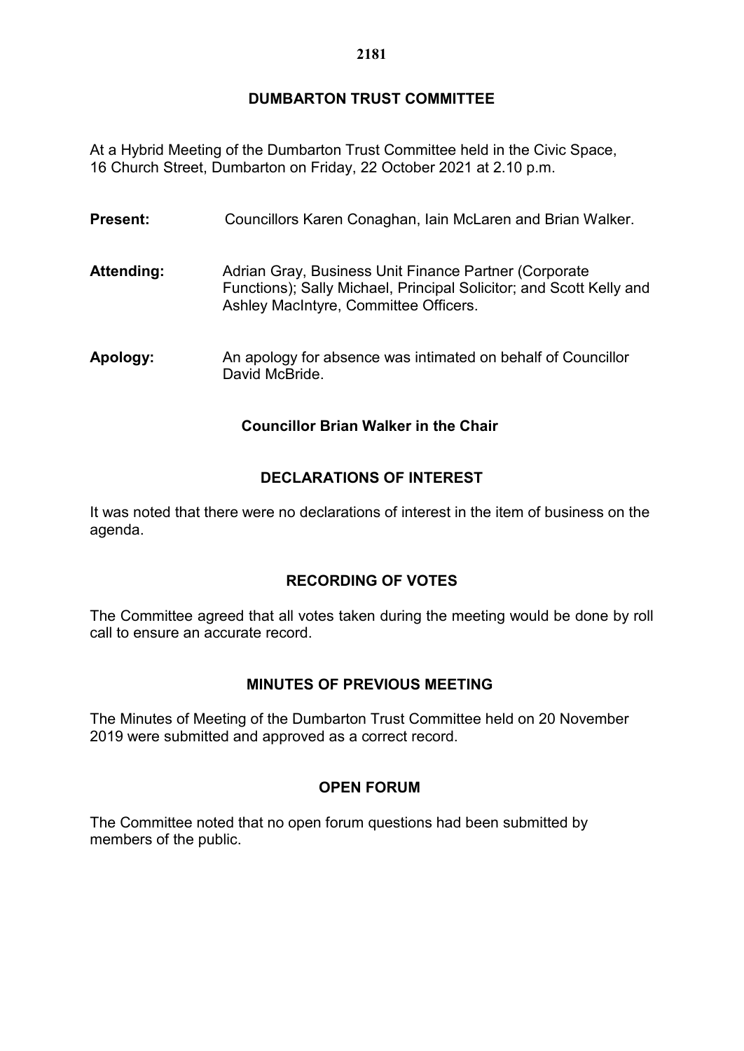# DUMBARTON TRUST COMMITTEE

At a Hybrid Meeting of the Dumbarton Trust Committee held in the Civic Space, 16 Church Street, Dumbarton on Friday, 22 October 2021 at 2.10 p.m.

**Present:** Councillors Karen Conaghan, Iain McLaren and Brian Walker.

**Attending:** Adrian Gray, Business Unit Finance Partner (Corporate Functions); Sally Michael, Principal Solicitor; and Scott Kelly and Ashley MacIntyre, Committee Officers.

**Apology:** An apology for absence was intimated on behalf of Councillor David McBride.

**Councillor Brian Walker in the Chair**

## DECLARATIONS OF INTEREST

It was noted that there were no declarations of interest in the item of business on the agenda.

## RECORDING OF VOTES

The Committee agreed that all votes taken during the meeting would be done by roll call to ensure an accurate record.

## MINUTES OF PREVIOUS MEETING

The Minutes of Meeting of the Dumbarton Trust Committee held on 20 November 2019 were submitted and approved as a correct record.

## OPEN FORUM

The Committee noted that no open forum questions had been submitted by members of the public.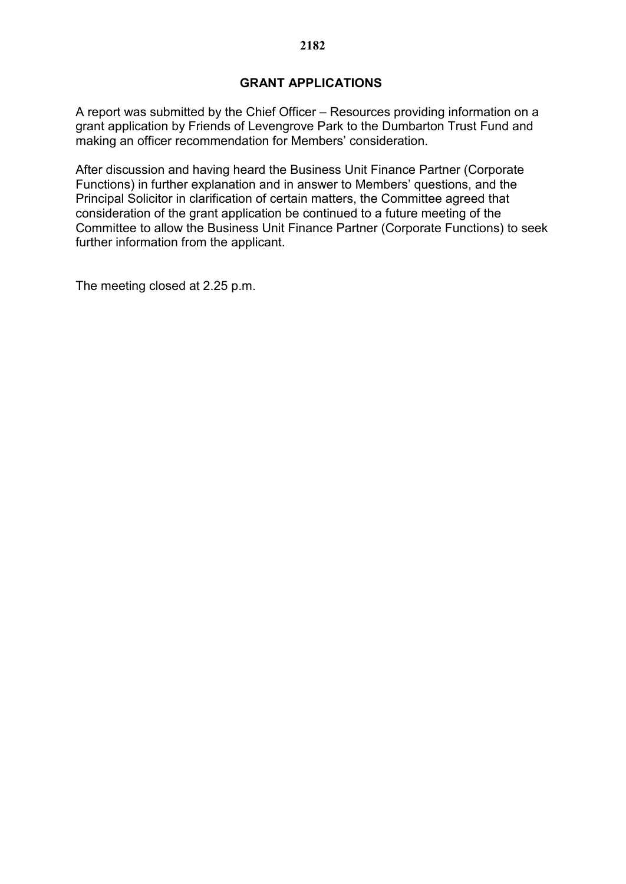## GRANT APPLICATIONS

A report was submitted by the Chief Officer – Resources providing information on a grant application by Friends of Levengrove Park to the Dumbarton Trust Fund and making an officer recommendation for Members' consideration.

After discussion and having heard the Business Unit Finance Partner (Corporate Functions) in further explanation and in answer to Members' questions, and the Principal Solicitor in clarification of certain matters, the Committee agreed that consideration of the grant application be continued to a future meeting of the Committee to allow the Business Unit Finance Partner (Corporate Functions) to seek further information from the applicant.

The meeting closed at 2.25 p.m.